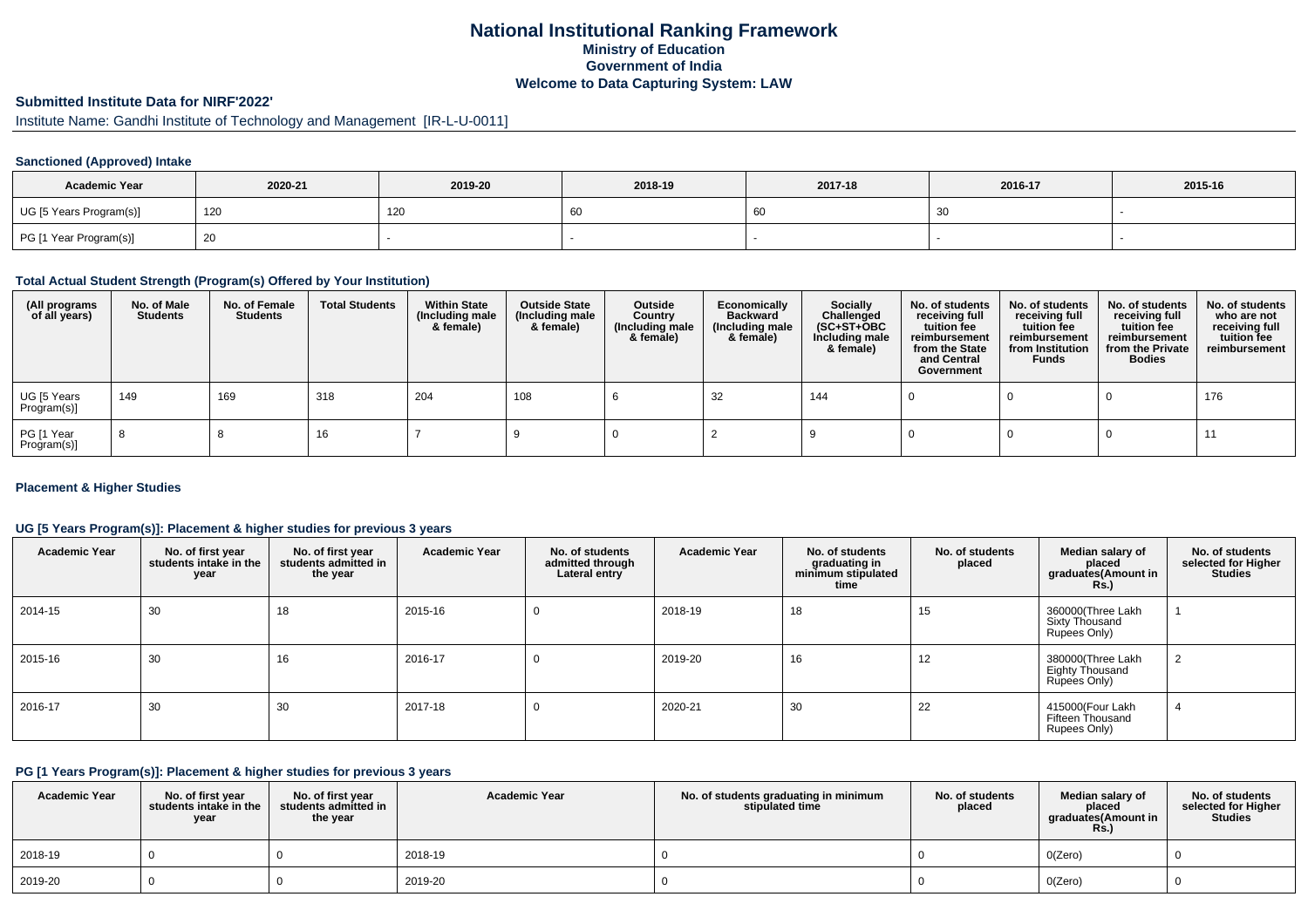# National Institutional Ranking Framework
## Ministry of Education
## Government of India
## Welcome to Data Capturing System: LAW

### Submitted Institute Data for NIRF'2022'

Institute Name: Gandhi Institute of Technology and Management [IR-L-U-0011]

#### Sanctioned (Approved) Intake

| Academic Year | 2020-21 | 2019-20 | 2018-19 | 2017-18 | 2016-17 | 2015-16 |
|---|---|---|---|---|---|---|
| UG [5 Years Program(s)] | 120 | 120 | 60 | 60 | 30 | - |
| PG [1 Year Program(s)] | 20 | - | - | - | - | - |

#### Total Actual Student Strength (Program(s) Offered by Your Institution)

| (All programs of all years) | No. of Male Students | No. of Female Students | Total Students | Within State (Including male & female) | Outside State (Including male & female) | Outside Country (Including male & female) | Economically Backward (Including male & female) | Socially Challenged (SC+ST+OBC Including male & female) | No. of students receiving full tuition fee reimbursement from the State and Central Government | No. of students receiving full tuition fee reimbursement from Institution Funds | No. of students receiving full tuition fee reimbursement from the Private Bodies | No. of students who are not receiving full tuition fee reimbursement |
|---|---|---|---|---|---|---|---|---|---|---|---|---|
| UG [5 Years Program(s)] | 149 | 169 | 318 | 204 | 108 | 6 | 32 | 144 | 0 | 0 | 0 | 176 |
| PG [1 Year Program(s)] | 8 | 8 | 16 | 7 | 9 | 0 | 2 | 9 | 0 | 0 | 0 | 11 |

#### Placement & Higher Studies

#### UG [5 Years Program(s)]: Placement & higher studies for previous 3 years

| Academic Year | No. of first year students intake in the year | No. of first year students admitted in the year | Academic Year | No. of students admitted through Lateral entry | Academic Year | No. of students graduating in minimum stipulated time | No. of students placed | Median salary of placed graduates(Amount in Rs.) | No. of students selected for Higher Studies |
|---|---|---|---|---|---|---|---|---|---|
| 2014-15 | 30 | 18 | 2015-16 | 0 | 2018-19 | 18 | 15 | 360000(Three Lakh Sixty Thousand Rupees Only) | 1 |
| 2015-16 | 30 | 16 | 2016-17 | 0 | 2019-20 | 16 | 12 | 380000(Three Lakh Eighty Thousand Rupees Only) | 2 |
| 2016-17 | 30 | 30 | 2017-18 | 0 | 2020-21 | 30 | 22 | 415000(Four Lakh Fifteen Thousand Rupees Only) | 4 |

#### PG [1 Years Program(s)]: Placement & higher studies for previous 3 years

| Academic Year | No. of first year students intake in the year | No. of first year students admitted in the year | Academic Year | No. of students graduating in minimum stipulated time | No. of students placed | Median salary of placed graduates(Amount in Rs.) | No. of students selected for Higher Studies |
|---|---|---|---|---|---|---|---|
| 2018-19 | 0 | 0 | 2018-19 | 0 | 0 | 0(Zero) | 0 |
| 2019-20 | 0 | 0 | 2019-20 | 0 | 0 | 0(Zero) | 0 |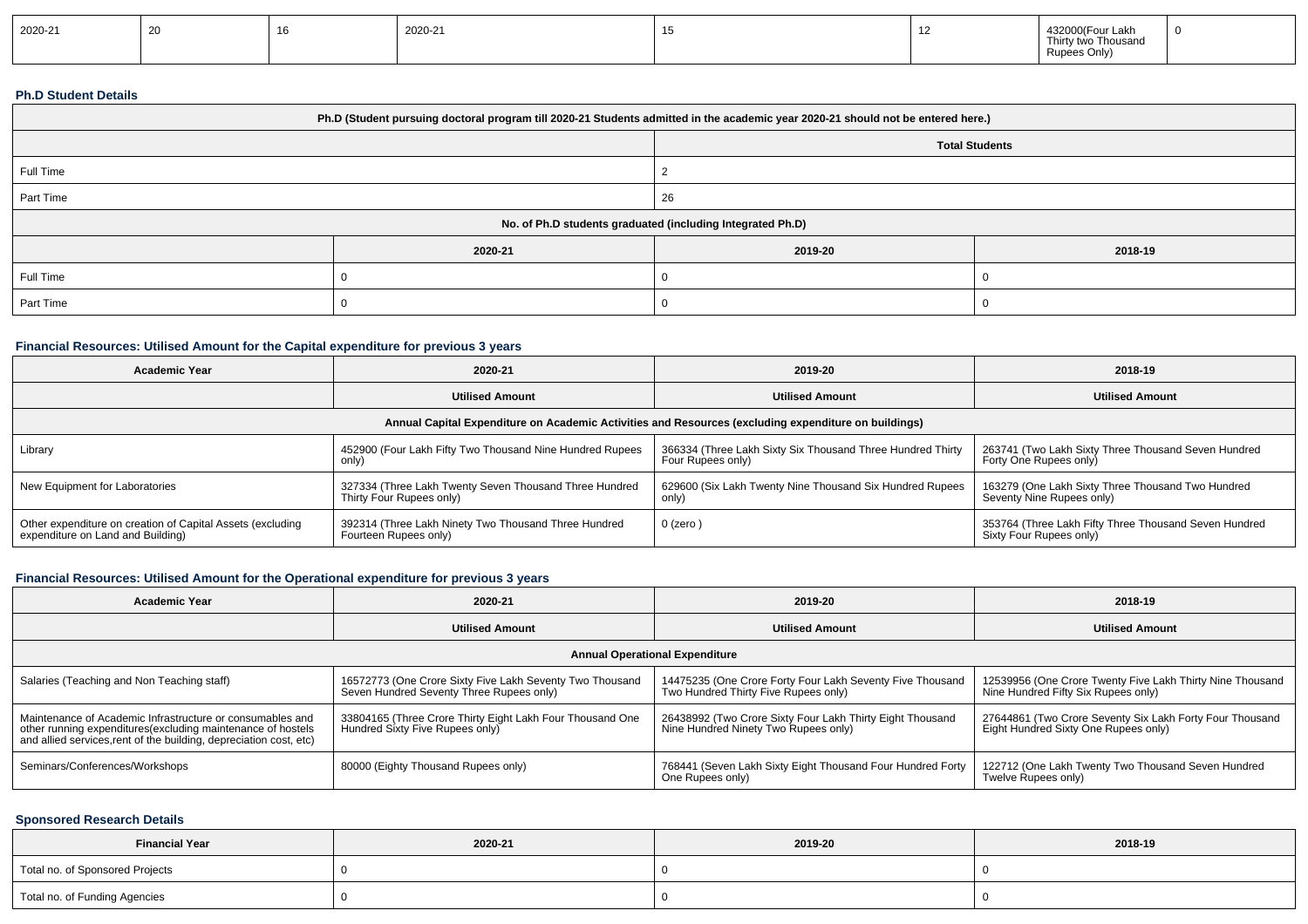| 2020-21 | 20 | 16 | 2020-21 | 15 | 12 | 432000(Four Lakh Thirty two Thousand Rupees Only) | 0 |
|---|---|---|---|---|---|---|---|

### Ph.D Student Details

| Ph.D (Student pursuing doctoral program till 2020-21 Students admitted in the academic year 2020-21 should not be entered here.) | | | |
|---|---|---|---|
| | | Total Students | |
| Full Time | | 2 | |
| Part Time | | 26 | |
| No. of Ph.D students graduated (including Integrated Ph.D) | | | |
| | 2020-21 | 2019-20 | 2018-19 |
| Full Time | 0 | 0 | 0 |
| Part Time | 0 | 0 | 0 |

### Financial Resources: Utilised Amount for the Capital expenditure for previous 3 years

| Academic Year | 2020-21 | 2019-20 | 2018-19 |
|---|---|---|---|
| | Utilised Amount | Utilised Amount | Utilised Amount |
| Annual Capital Expenditure on Academic Activities and Resources (excluding expenditure on buildings) | | | |
| Library | 452900 (Four Lakh Fifty Two Thousand Nine Hundred Rupees only) | 366334 (Three Lakh Sixty Six Thousand Three Hundred Thirty Four Rupees only) | 263741 (Two Lakh Sixty Three Thousand Seven Hundred Forty One Rupees only) |
| New Equipment for Laboratories | 327334 (Three Lakh Twenty Seven Thousand Three Hundred Thirty Four Rupees only) | 629600 (Six Lakh Twenty Nine Thousand Six Hundred Rupees only) | 163279 (One Lakh Sixty Three Thousand Two Hundred Seventy Nine Rupees only) |
| Other expenditure on creation of Capital Assets (excluding expenditure on Land and Building) | 392314 (Three Lakh Ninety Two Thousand Three Hundred Fourteen Rupees only) | 0 (zero ) | 353764 (Three Lakh Fifty Three Thousand Seven Hundred Sixty Four Rupees only) |

### Financial Resources: Utilised Amount for the Operational expenditure for previous 3 years

| Academic Year | 2020-21 | 2019-20 | 2018-19 |
|---|---|---|---|
| | Utilised Amount | Utilised Amount | Utilised Amount |
| Annual Operational Expenditure | | | |
| Salaries (Teaching and Non Teaching staff) | 16572773 (One Crore Sixty Five Lakh Seventy Two Thousand Seven Hundred Seventy Three Rupees only) | 14475235 (One Crore Forty Four Lakh Seventy Five Thousand Two Hundred Thirty Five Rupees only) | 12539956 (One Crore Twenty Five Lakh Thirty Nine Thousand Nine Hundred Fifty Six Rupees only) |
| Maintenance of Academic Infrastructure or consumables and other running expenditures(excluding maintenance of hostels and allied services,rent of the building, depreciation cost, etc) | 33804165 (Three Crore Thirty Eight Lakh Four Thousand One Hundred Sixty Five Rupees only) | 26438992 (Two Crore Sixty Four Lakh Thirty Eight Thousand Nine Hundred Ninety Two Rupees only) | 27644861 (Two Crore Seventy Six Lakh Forty Four Thousand Eight Hundred Sixty One Rupees only) |
| Seminars/Conferences/Workshops | 80000 (Eighty Thousand Rupees only) | 768441 (Seven Lakh Sixty Eight Thousand Four Hundred Forty One Rupees only) | 122712 (One Lakh Twenty Two Thousand Seven Hundred Twelve Rupees only) |

### Sponsored Research Details

| Financial Year | 2020-21 | 2019-20 | 2018-19 |
|---|---|---|---|
| Total no. of Sponsored Projects | 0 | 0 | 0 |
| Total no. of Funding Agencies | 0 | 0 | 0 |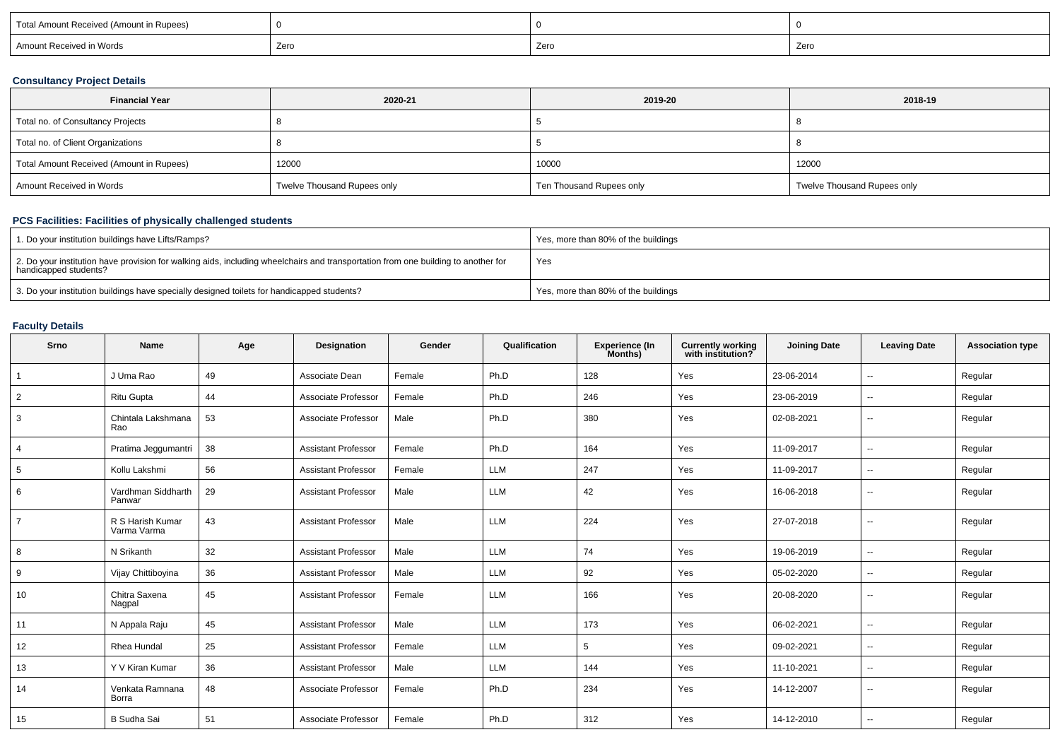| Total Amount Received (Amount in Rupees) | 0 | 0 | 0 |
|---|---|---|---|
| Amount Received in Words | Zero | Zero | Zero |

### Consultancy Project Details

| Financial Year | 2020-21 | 2019-20 | 2018-19 |
|---|---|---|---|
| Total no. of Consultancy Projects | 8 | 5 | 8 |
| Total no. of Client Organizations | 8 | 5 | 8 |
| Total Amount Received (Amount in Rupees) | 12000 | 10000 | 12000 |
| Amount Received in Words | Twelve Thousand Rupees only | Ten Thousand Rupees only | Twelve Thousand Rupees only |

### PCS Facilities: Facilities of physically challenged students

| 1. Do your institution buildings have Lifts/Ramps? | Yes, more than 80% of the buildings |
|---|---|
| 2. Do your institution have provision for walking aids, including wheelchairs and transportation from one building to another for handicapped students? | Yes |
| 3. Do your institution buildings have specially designed toilets for handicapped students? | Yes, more than 80% of the buildings |

### Faculty Details

| Srno | Name | Age | Designation | Gender | Qualification | Experience (In Months) | Currently working with institution? | Joining Date | Leaving Date | Association type |
|---|---|---|---|---|---|---|---|---|---|---|
| 1 | J Uma Rao | 49 | Associate Dean | Female | Ph.D | 128 | Yes | 23-06-2014 | -- | Regular |
| 2 | Ritu Gupta | 44 | Associate Professor | Female | Ph.D | 246 | Yes | 23-06-2019 | -- | Regular |
| 3 | Chintala Lakshmana Rao | 53 | Associate Professor | Male | Ph.D | 380 | Yes | 02-08-2021 | -- | Regular |
| 4 | Pratima Jeggumantri | 38 | Assistant Professor | Female | Ph.D | 164 | Yes | 11-09-2017 | -- | Regular |
| 5 | Kollu Lakshmi | 56 | Assistant Professor | Female | LLM | 247 | Yes | 11-09-2017 | -- | Regular |
| 6 | Vardhman Siddharth Panwar | 29 | Assistant Professor | Male | LLM | 42 | Yes | 16-06-2018 | -- | Regular |
| 7 | R S Harish Kumar Varma Varma | 43 | Assistant Professor | Male | LLM | 224 | Yes | 27-07-2018 | -- | Regular |
| 8 | N Srikanth | 32 | Assistant Professor | Male | LLM | 74 | Yes | 19-06-2019 | -- | Regular |
| 9 | Vijay Chittiboyina | 36 | Assistant Professor | Male | LLM | 92 | Yes | 05-02-2020 | -- | Regular |
| 10 | Chitra Saxena Nagpal | 45 | Assistant Professor | Female | LLM | 166 | Yes | 20-08-2020 | -- | Regular |
| 11 | N Appala Raju | 45 | Assistant Professor | Male | LLM | 173 | Yes | 06-02-2021 | -- | Regular |
| 12 | Rhea Hundal | 25 | Assistant Professor | Female | LLM | 5 | Yes | 09-02-2021 | -- | Regular |
| 13 | Y V Kiran Kumar | 36 | Assistant Professor | Male | LLM | 144 | Yes | 11-10-2021 | -- | Regular |
| 14 | Venkata Ramnana Borra | 48 | Associate Professor | Female | Ph.D | 234 | Yes | 14-12-2007 | -- | Regular |
| 15 | B Sudha Sai | 51 | Associate Professor | Female | Ph.D | 312 | Yes | 14-12-2010 | -- | Regular |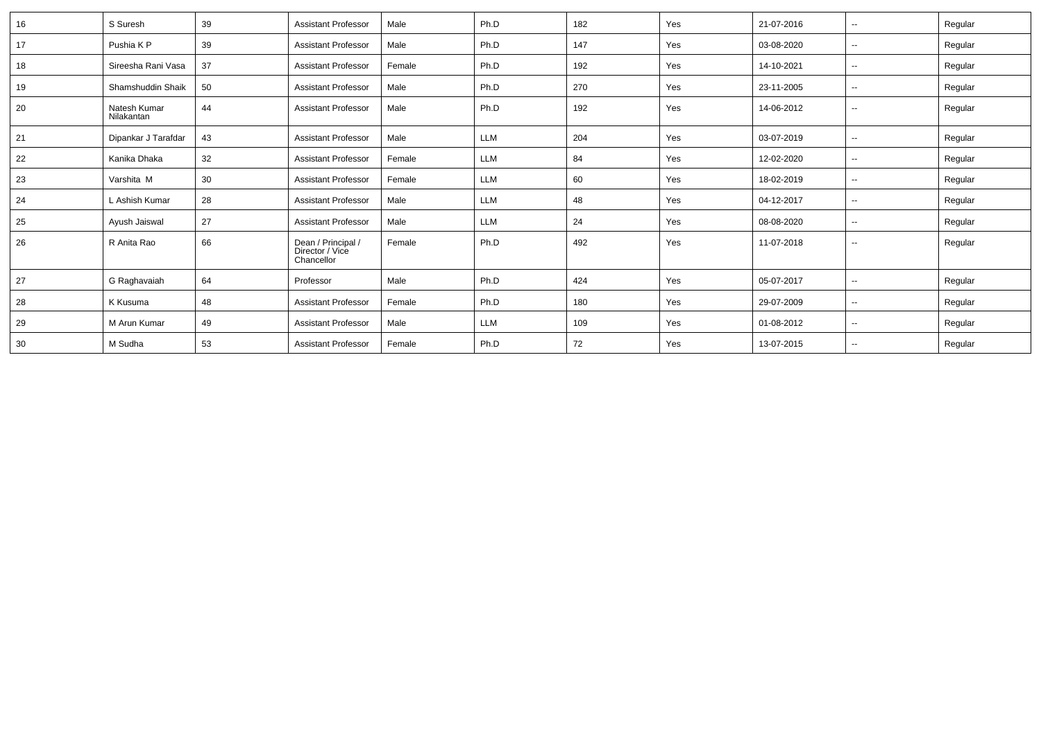| | | | | | | | | | | |
|---|---|---|---|---|---|---|---|---|---|---|
| 16 | S Suresh | 39 | Assistant Professor | Male | Ph.D | 182 | Yes | 21-07-2016 | -- | Regular |
| 17 | Pushia K P | 39 | Assistant Professor | Male | Ph.D | 147 | Yes | 03-08-2020 | -- | Regular |
| 18 | Sireesha Rani Vasa | 37 | Assistant Professor | Female | Ph.D | 192 | Yes | 14-10-2021 | -- | Regular |
| 19 | Shamshuddin Shaik | 50 | Assistant Professor | Male | Ph.D | 270 | Yes | 23-11-2005 | -- | Regular |
| 20 | Natesh Kumar Nilakantan | 44 | Assistant Professor | Male | Ph.D | 192 | Yes | 14-06-2012 | -- | Regular |
| 21 | Dipankar J Tarafdar | 43 | Assistant Professor | Male | LLM | 204 | Yes | 03-07-2019 | -- | Regular |
| 22 | Kanika Dhaka | 32 | Assistant Professor | Female | LLM | 84 | Yes | 12-02-2020 | -- | Regular |
| 23 | Varshita M | 30 | Assistant Professor | Female | LLM | 60 | Yes | 18-02-2019 | -- | Regular |
| 24 | L Ashish Kumar | 28 | Assistant Professor | Male | LLM | 48 | Yes | 04-12-2017 | -- | Regular |
| 25 | Ayush Jaiswal | 27 | Assistant Professor | Male | LLM | 24 | Yes | 08-08-2020 | -- | Regular |
| 26 | R Anita Rao | 66 | Dean / Principal / Director / Vice Chancellor | Female | Ph.D | 492 | Yes | 11-07-2018 | -- | Regular |
| 27 | G Raghavaiah | 64 | Professor | Male | Ph.D | 424 | Yes | 05-07-2017 | -- | Regular |
| 28 | K Kusuma | 48 | Assistant Professor | Female | Ph.D | 180 | Yes | 29-07-2009 | -- | Regular |
| 29 | M Arun Kumar | 49 | Assistant Professor | Male | LLM | 109 | Yes | 01-08-2012 | -- | Regular |
| 30 | M Sudha | 53 | Assistant Professor | Female | Ph.D | 72 | Yes | 13-07-2015 | -- | Regular |